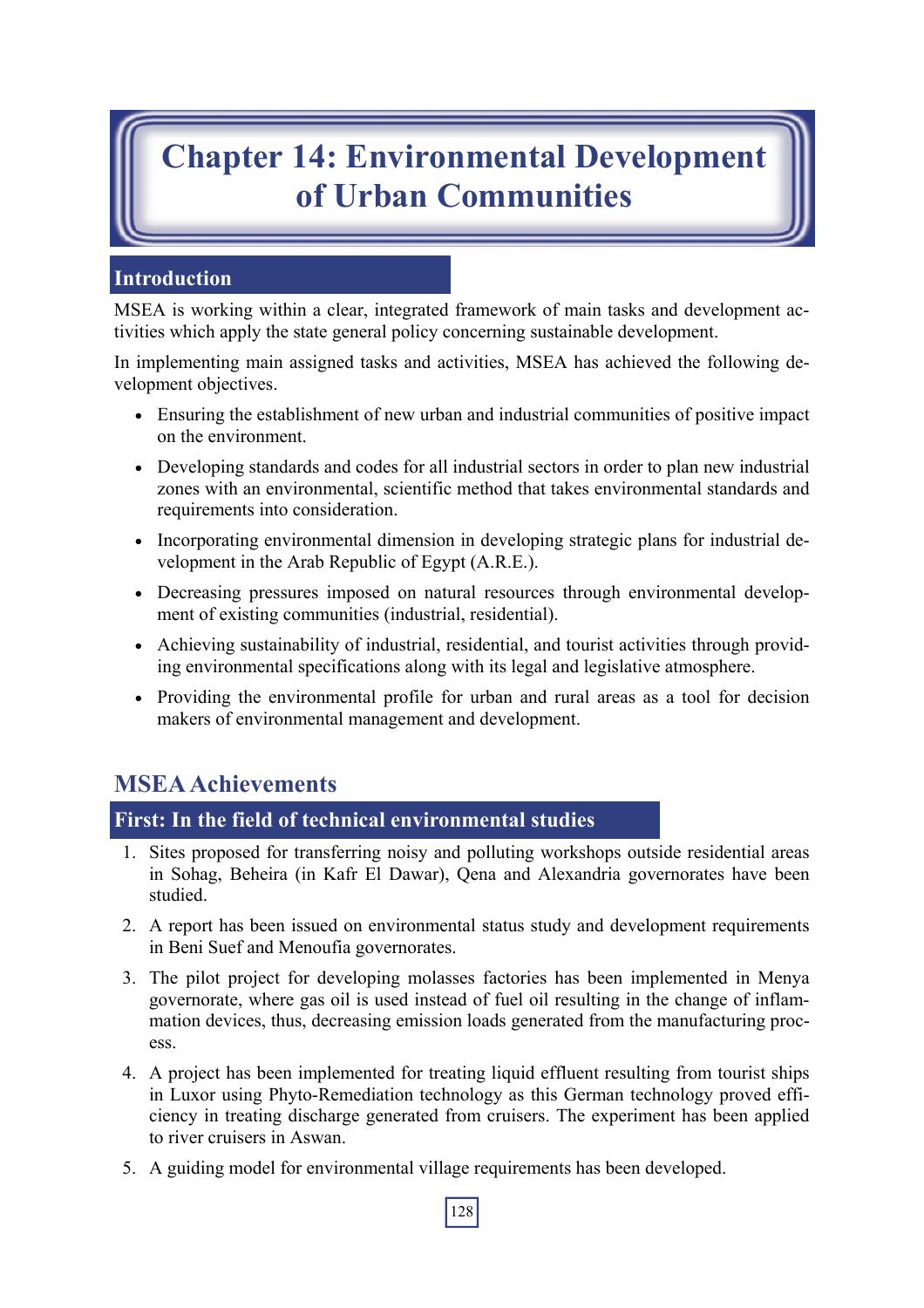# Chapter 14: Environmental Development of Urban Communities

## Introduction

MSEA is working within a clear, integrated framework of main tasks and development activities which apply the state general policy concerning sustainable development.

In implementing main assigned tasks and activities, MSEA has achieved the following development objectives.

- Ensuring the establishment of new urban and industrial communities of positive impact on the environment.
- Developing standards and codes for all industrial sectors in order to plan new industrial zones with an environmental, scientific method that takes environmental standards and requirements into consideration.
- Incorporating environmental dimension in developing strategic plans for industrial development in the Arab Republic of Egypt (A.R.E.).
- Decreasing pressures imposed on natural resources through environmental development of existing communities (industrial, residential).
- Achieving sustainability of industrial, residential, and tourist activities through providing environmental specifications along with its legal and legislative atmosphere.
- Providing the environmental profile for urban and rural areas as a tool for decision makers of environmental management and development.

## MSEA Achievements

### First: In the field of technical environmental studies

1. Sites proposed for transferring noisy and polluting workshops outside residential areas in Sohag, Beheira (in Kafr El Dawar), Qena and Alexandria governorates have been studied.
2. A report has been issued on environmental status study and development requirements in Beni Suef and Menoufia governorates.
3. The pilot project for developing molasses factories has been implemented in Menya governorate, where gas oil is used instead of fuel oil resulting in the change of inflammation devices, thus, decreasing emission loads generated from the manufacturing process.
4. A project has been implemented for treating liquid effluent resulting from tourist ships in Luxor using Phyto-Remediation technology as this German technology proved efficiency in treating discharge generated from cruisers. The experiment has been applied to river cruisers in Aswan.
5. A guiding model for environmental village requirements has been developed.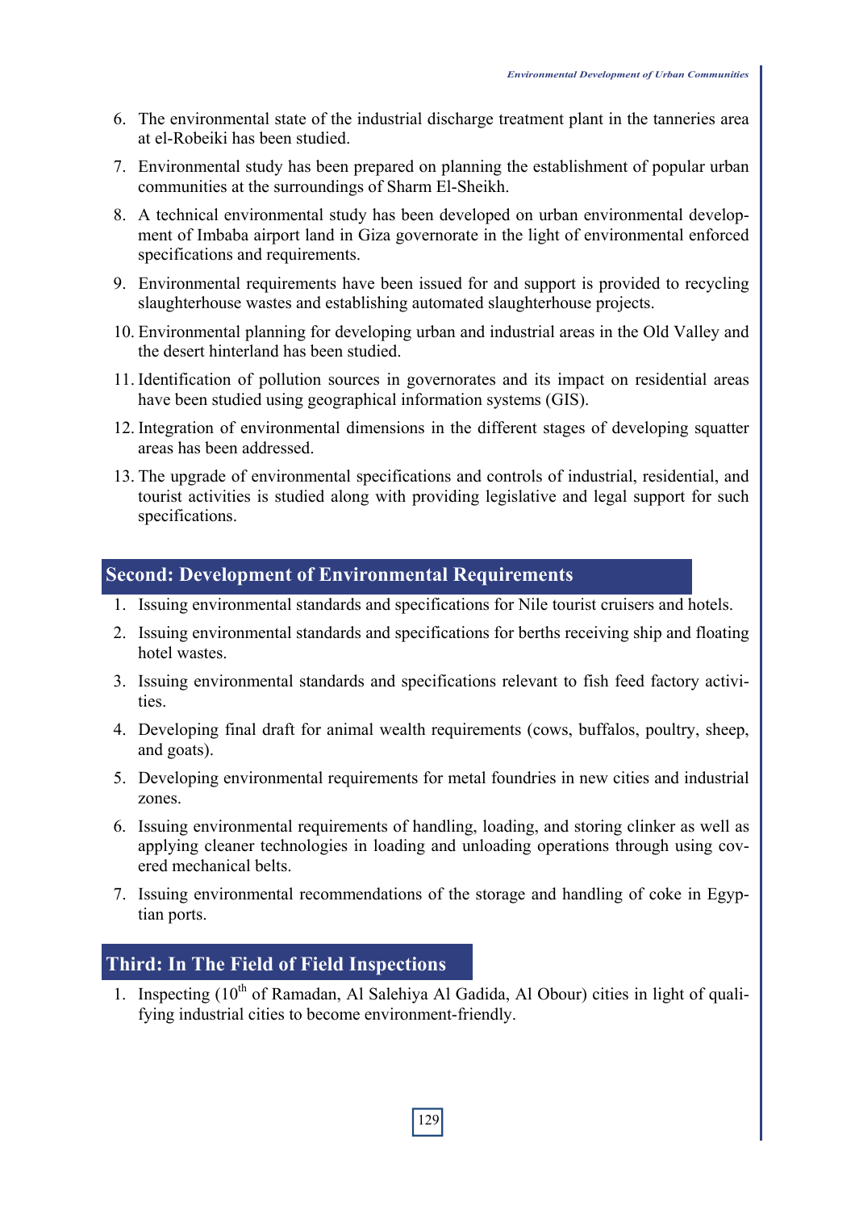6. The environmental state of the industrial discharge treatment plant in the tanneries area at el-Robeiki has been studied.
7. Environmental study has been prepared on planning the establishment of popular urban communities at the surroundings of Sharm El-Sheikh.
8. A technical environmental study has been developed on urban environmental development of Imbaba airport land in Giza governorate in the light of environmental enforced specifications and requirements.
9. Environmental requirements have been issued for and support is provided to recycling slaughterhouse wastes and establishing automated slaughterhouse projects.
10. Environmental planning for developing urban and industrial areas in the Old Valley and the desert hinterland has been studied.
11. Identification of pollution sources in governorates and its impact on residential areas have been studied using geographical information systems (GIS).
12. Integration of environmental dimensions in the different stages of developing squatter areas has been addressed.
13. The upgrade of environmental specifications and controls of industrial, residential, and tourist activities is studied along with providing legislative and legal support for such specifications.

## Second: Development of Environmental Requirements

1. Issuing environmental standards and specifications for Nile tourist cruisers and hotels.
2. Issuing environmental standards and specifications for berths receiving ship and floating hotel wastes.
3. Issuing environmental standards and specifications relevant to fish feed factory activities.
4. Developing final draft for animal wealth requirements (cows, buffalos, poultry, sheep, and goats).
5. Developing environmental requirements for metal foundries in new cities and industrial zones.
6. Issuing environmental requirements of handling, loading, and storing clinker as well as applying cleaner technologies in loading and unloading operations through using covered mechanical belts.
7. Issuing environmental recommendations of the storage and handling of coke in Egyptian ports.

## Third: In The Field of Field Inspections

1. Inspecting (10th of Ramadan, Al Salehiya Al Gadida, Al Obour) cities in light of qualifying industrial cities to become environment-friendly.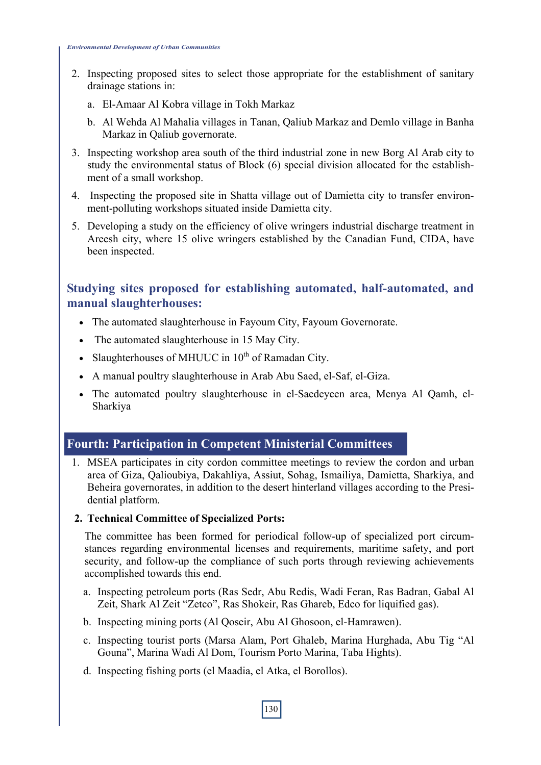2. Inspecting proposed sites to select those appropriate for the establishment of sanitary drainage stations in:

    a. El-Amaar Al Kobra village in Tokh Markaz

    b. Al Wehda Al Mahalia villages in Tanan, Qaliub Markaz and Demlo village in Banha Markaz in Qaliub governorate.

3. Inspecting workshop area south of the third industrial zone in new Borg Al Arab city to study the environmental status of Block (6) special division allocated for the establishment of a small workshop.

4. Inspecting the proposed site in Shatta village out of Damietta city to transfer environment-polluting workshops situated inside Damietta city.

5. Developing a study on the efficiency of olive wringers industrial discharge treatment in Areesh city, where 15 olive wringers established by the Canadian Fund, CIDA, have been inspected.

### Studying sites proposed for establishing automated, half-automated, and manual slaughterhouses:

- The automated slaughterhouse in Fayoum City, Fayoum Governorate.
- The automated slaughterhouse in 15 May City.
- Slaughterhouses of MHUUC in 10th of Ramadan City.
- A manual poultry slaughterhouse in Arab Abu Saed, el-Saf, el-Giza.
- The automated poultry slaughterhouse in el-Saedeyeen area, Menya Al Qamh, el-Sharkiya

## Fourth: Participation in Competent Ministerial Committees

1. MSEA participates in city cordon committee meetings to review the cordon and urban area of Giza, Qalioubiya, Dakahliya, Assiut, Sohag, Ismailiya, Damietta, Sharkiya, and Beheira governorates, in addition to the desert hinterland villages according to the Presidential platform.

2. **Technical Committee of Specialized Ports:**

    The committee has been formed for periodical follow-up of specialized port circumstances regarding environmental licenses and requirements, maritime safety, and port security, and follow-up the compliance of such ports through reviewing achievements accomplished towards this end.

    a. Inspecting petroleum ports (Ras Sedr, Abu Redis, Wadi Feran, Ras Badran, Gabal Al Zeit, Shark Al Zeit "Zetco", Ras Shokeir, Ras Ghareb, Edco for liquified gas).

    b. Inspecting mining ports (Al Qoseir, Abu Al Ghosoon, el-Hamrawen).

    c. Inspecting tourist ports (Marsa Alam, Port Ghaleb, Marina Hurghada, Abu Tig "Al Gouna", Marina Wadi Al Dom, Tourism Porto Marina, Taba Hights).

    d. Inspecting fishing ports (el Maadia, el Atka, el Borollos).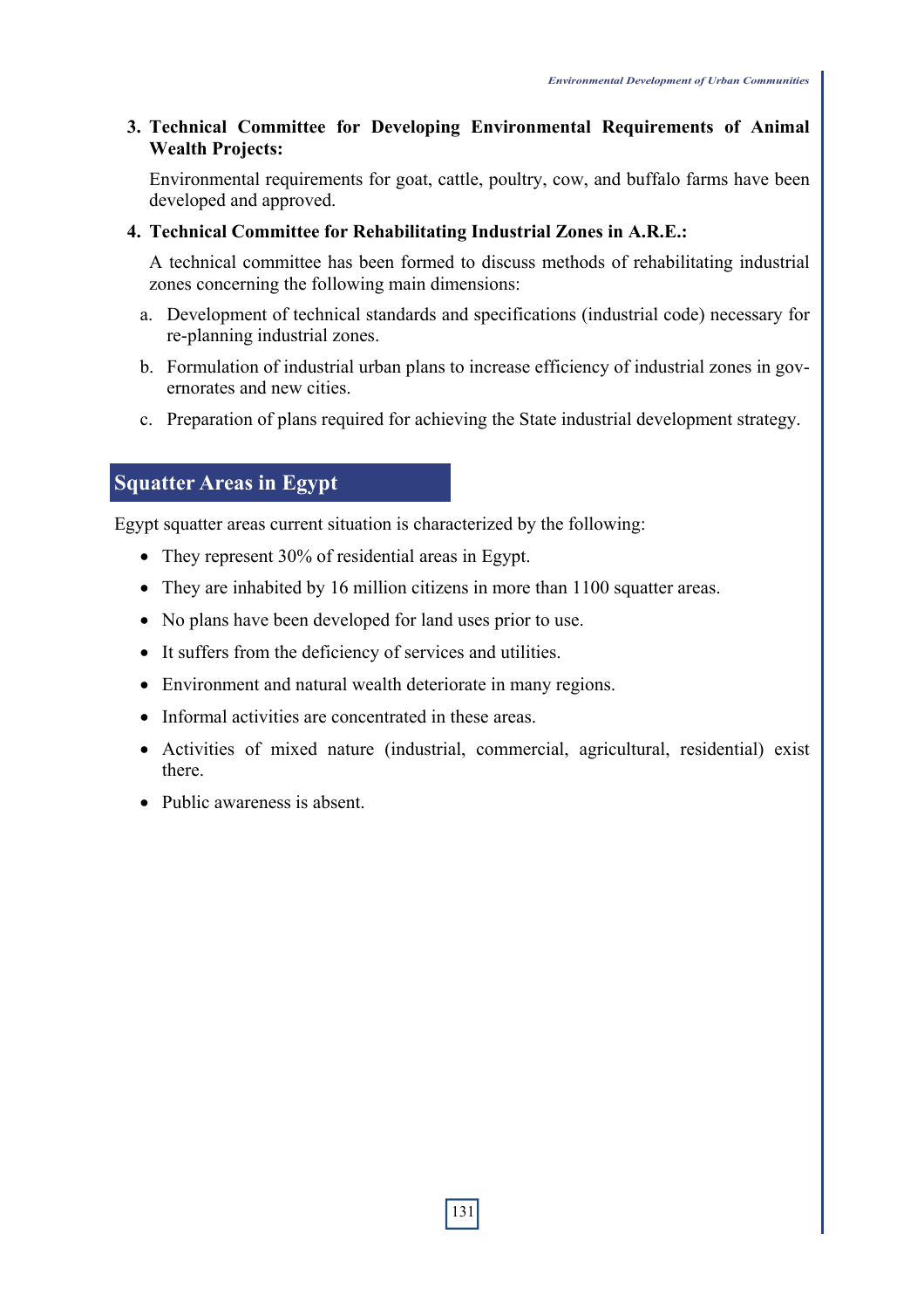3. **Technical Committee for Developing Environmental Requirements of Animal Wealth Projects:**

   Environmental requirements for goat, cattle, poultry, cow, and buffalo farms have been developed and approved.

4. **Technical Committee for Rehabilitating Industrial Zones in A.R.E.:**

   A technical committee has been formed to discuss methods of rehabilitating industrial zones concerning the following main dimensions:

   a. Development of technical standards and specifications (industrial code) necessary for re-planning industrial zones.

   b. Formulation of industrial urban plans to increase efficiency of industrial zones in governorates and new cities.

   c. Preparation of plans required for achieving the State industrial development strategy.

## Squatter Areas in Egypt

Egypt squatter areas current situation is characterized by the following:

- They represent 30% of residential areas in Egypt.
- They are inhabited by 16 million citizens in more than 1100 squatter areas.
- No plans have been developed for land uses prior to use.
- It suffers from the deficiency of services and utilities.
- Environment and natural wealth deteriorate in many regions.
- Informal activities are concentrated in these areas.
- Activities of mixed nature (industrial, commercial, agricultural, residential) exist there.
- Public awareness is absent.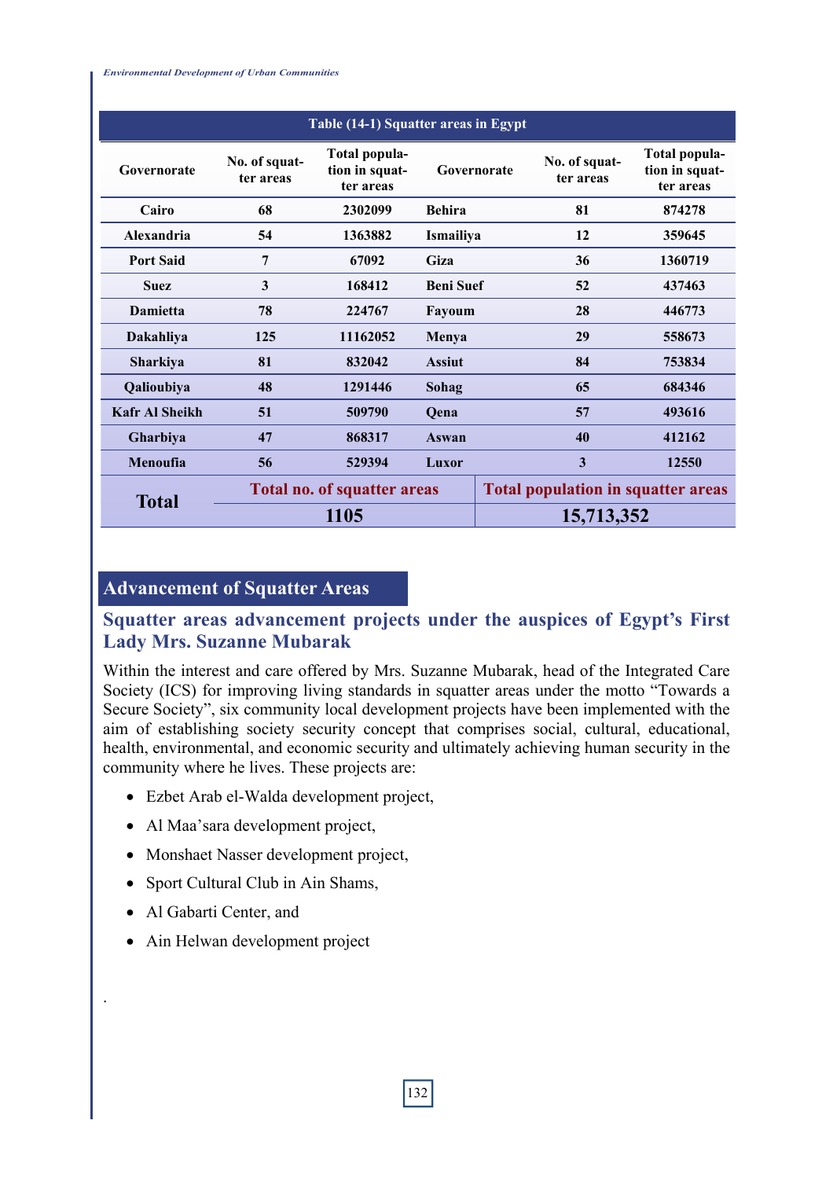Table (14-1) Squatter areas in Egypt

| Governorate | No. of squatter areas | Total population in squatter areas | Governorate | No. of squatter areas | Total population in squatter areas |
|---|---|---|---|---|---|
| Cairo | 68 | 2302099 | Behira | 81 | 874278 |
| Alexandria | 54 | 1363882 | Ismailiya | 12 | 359645 |
| Port Said | 7 | 67092 | Giza | 36 | 1360719 |
| Suez | 3 | 168412 | Beni Suef | 52 | 437463 |
| Damietta | 78 | 224767 | Fayoum | 28 | 446773 |
| Dakahliya | 125 | 11162052 | Menya | 29 | 558673 |
| Sharkiya | 81 | 832042 | Assiut | 84 | 753834 |
| Qalioubiya | 48 | 1291446 | Sohag | 65 | 684346 |
| Kafr Al Sheikh | 51 | 509790 | Qena | 57 | 493616 |
| Gharbiya | 47 | 868317 | Aswan | 40 | 412162 |
| Menoufia | 56 | 529394 | Luxor | 3 | 12550 |
| **Total** | Total no. of squatter areas | | | Total population in squatter areas | |
| | 1105 | | | 15,713,352 | |

## Advancement of Squatter Areas

### Squatter areas advancement projects under the auspices of Egypt's First Lady Mrs. Suzanne Mubarak

Within the interest and care offered by Mrs. Suzanne Mubarak, head of the Integrated Care Society (ICS) for improving living standards in squatter areas under the motto "Towards a Secure Society", six community local development projects have been implemented with the aim of establishing society security concept that comprises social, cultural, educational, health, environmental, and economic security and ultimately achieving human security in the community where he lives. These projects are:

- Ezbet Arab el-Walda development project,
- Al Maa'sara development project,
- Monshaet Nasser development project,
- Sport Cultural Club in Ain Shams,
- Al Gabarti Center, and
- Ain Helwan development project

.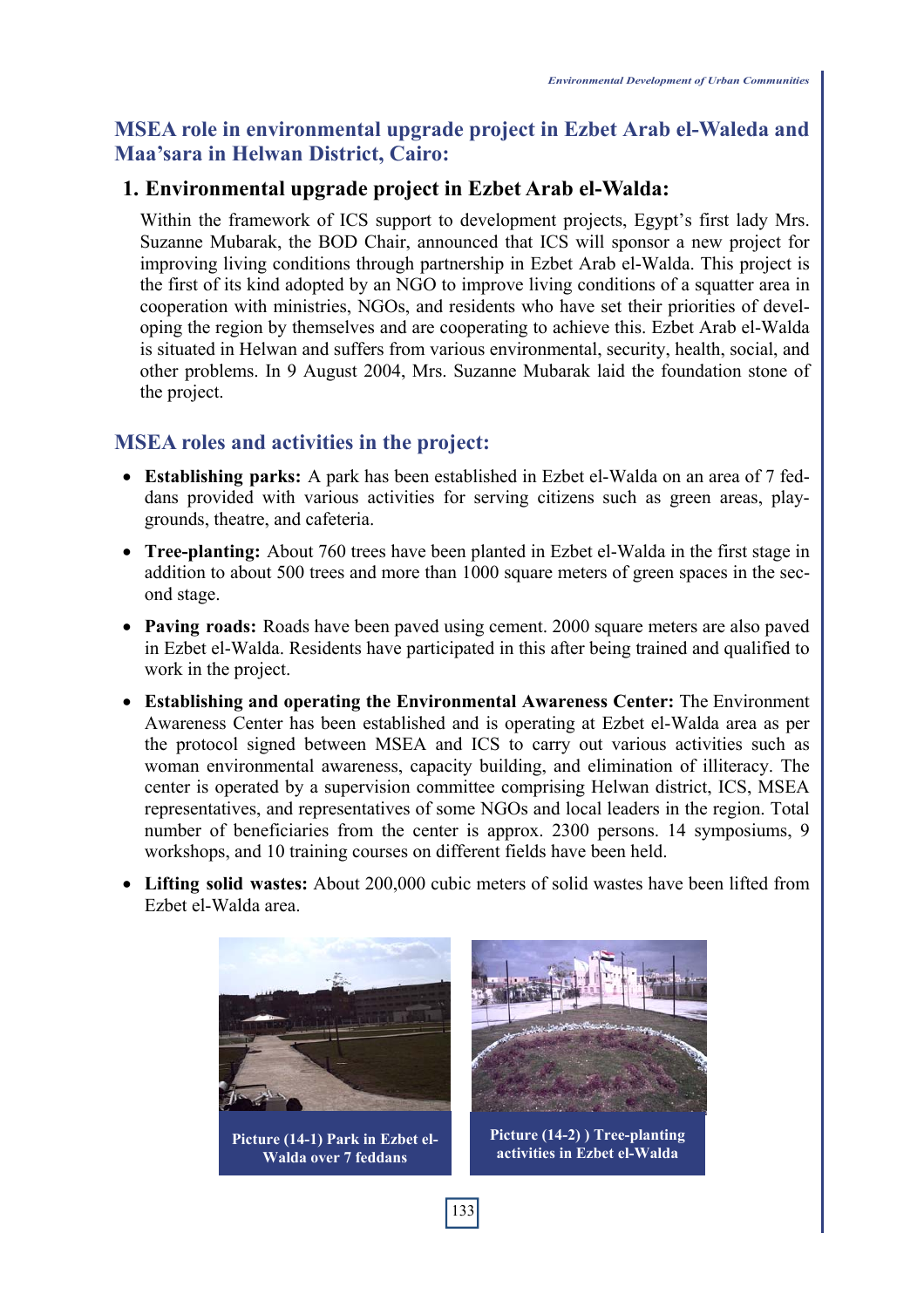## MSEA role in environmental upgrade project in Ezbet Arab el-Waleda and Maa'sara in Helwan District, Cairo:

### 1. Environmental upgrade project in Ezbet Arab el-Walda:

Within the framework of ICS support to development projects, Egypt's first lady Mrs. Suzanne Mubarak, the BOD Chair, announced that ICS will sponsor a new project for improving living conditions through partnership in Ezbet Arab el-Walda. This project is the first of its kind adopted by an NGO to improve living conditions of a squatter area in cooperation with ministries, NGOs, and residents who have set their priorities of developing the region by themselves and are cooperating to achieve this. Ezbet Arab el-Walda is situated in Helwan and suffers from various environmental, security, health, social, and other problems. In 9 August 2004, Mrs. Suzanne Mubarak laid the foundation stone of the project.

## MSEA roles and activities in the project:

- **Establishing parks:** A park has been established in Ezbet el-Walda on an area of 7 feddans provided with various activities for serving citizens such as green areas, playgrounds, theatre, and cafeteria.
- **Tree-planting:** About 760 trees have been planted in Ezbet el-Walda in the first stage in addition to about 500 trees and more than 1000 square meters of green spaces in the second stage.
- **Paving roads:** Roads have been paved using cement. 2000 square meters are also paved in Ezbet el-Walda. Residents have participated in this after being trained and qualified to work in the project.
- **Establishing and operating the Environmental Awareness Center:** The Environment Awareness Center has been established and is operating at Ezbet el-Walda area as per the protocol signed between MSEA and ICS to carry out various activities such as woman environmental awareness, capacity building, and elimination of illiteracy. The center is operated by a supervision committee comprising Helwan district, ICS, MSEA representatives, and representatives of some NGOs and local leaders in the region. Total number of beneficiaries from the center is approx. 2300 persons. 14 symposiums, 9 workshops, and 10 training courses on different fields have been held.
- **Lifting solid wastes:** About 200,000 cubic meters of solid wastes have been lifted from Ezbet el-Walda area.

Picture (14-1) Park in Ezbet el-Walda over 7 feddans

Picture (14-2) ) Tree-planting activities in Ezbet el-Walda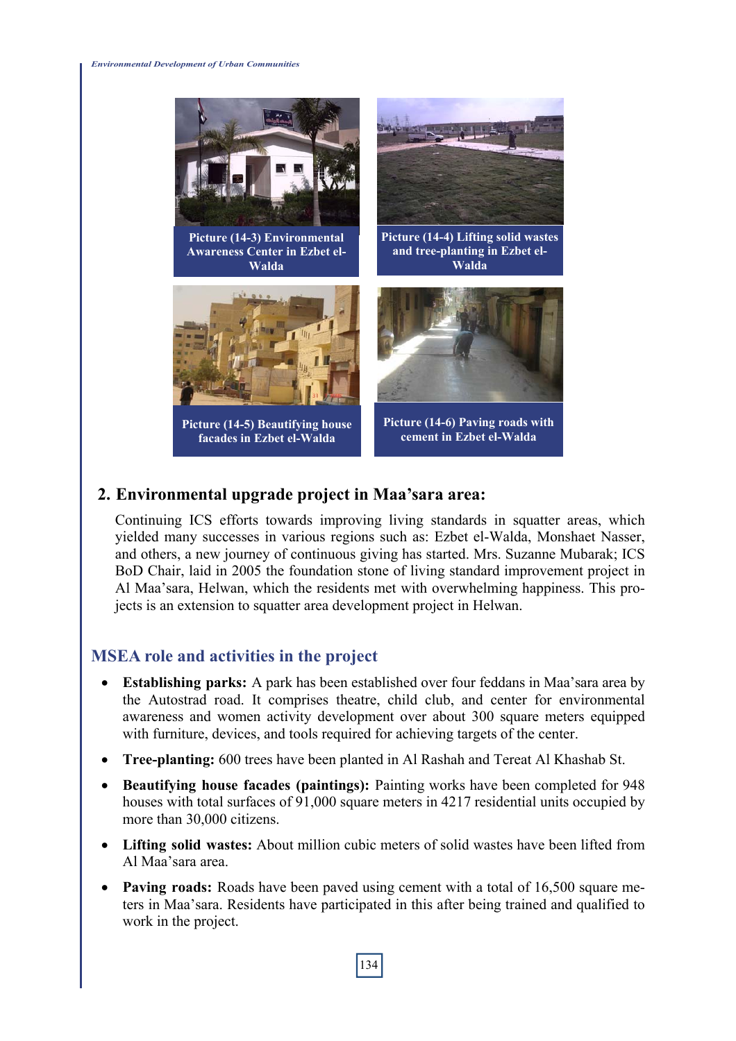Picture (14-3) Environmental Awareness Center in Ezbet el-Walda

Picture (14-4) Lifting solid wastes and tree-planting in Ezbet el-Walda

Picture (14-5) Beautifying house facades in Ezbet el-Walda

Picture (14-6) Paving roads with cement in Ezbet el-Walda

## 2. Environmental upgrade project in Maa'sara area:

Continuing ICS efforts towards improving living standards in squatter areas, which yielded many successes in various regions such as: Ezbet el-Walda, Monshaet Nasser, and others, a new journey of continuous giving has started. Mrs. Suzanne Mubarak; ICS BoD Chair, laid in 2005 the foundation stone of living standard improvement project in Al Maa'sara, Helwan, which the residents met with overwhelming happiness. This projects is an extension to squatter area development project in Helwan.

### MSEA role and activities in the project

- **Establishing parks:** A park has been established over four feddans in Maa'sara area by the Autostrad road. It comprises theatre, child club, and center for environmental awareness and women activity development over about 300 square meters equipped with furniture, devices, and tools required for achieving targets of the center.
- **Tree-planting:** 600 trees have been planted in Al Rashah and Tereat Al Khashab St.
- **Beautifying house facades (paintings):** Painting works have been completed for 948 houses with total surfaces of 91,000 square meters in 4217 residential units occupied by more than 30,000 citizens.
- **Lifting solid wastes:** About million cubic meters of solid wastes have been lifted from Al Maa'sara area.
- **Paving roads:** Roads have been paved using cement with a total of 16,500 square meters in Maa'sara. Residents have participated in this after being trained and qualified to work in the project.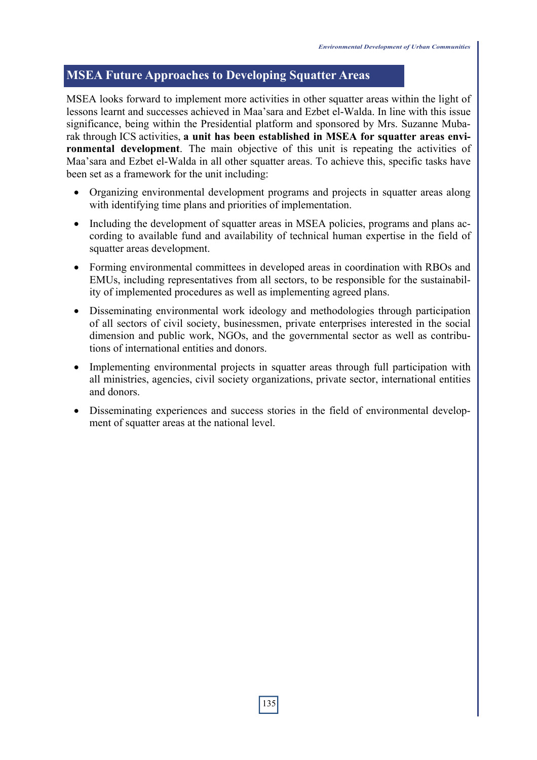## MSEA Future Approaches to Developing Squatter Areas

MSEA looks forward to implement more activities in other squatter areas within the light of lessons learnt and successes achieved in Maa'sara and Ezbet el-Walda. In line with this issue significance, being within the Presidential platform and sponsored by Mrs. Suzanne Mubarak through ICS activities, **a unit has been established in MSEA for squatter areas environmental development**. The main objective of this unit is repeating the activities of Maa'sara and Ezbet el-Walda in all other squatter areas. To achieve this, specific tasks have been set as a framework for the unit including:

- Organizing environmental development programs and projects in squatter areas along with identifying time plans and priorities of implementation.
- Including the development of squatter areas in MSEA policies, programs and plans according to available fund and availability of technical human expertise in the field of squatter areas development.
- Forming environmental committees in developed areas in coordination with RBOs and EMUs, including representatives from all sectors, to be responsible for the sustainability of implemented procedures as well as implementing agreed plans.
- Disseminating environmental work ideology and methodologies through participation of all sectors of civil society, businessmen, private enterprises interested in the social dimension and public work, NGOs, and the governmental sector as well as contributions of international entities and donors.
- Implementing environmental projects in squatter areas through full participation with all ministries, agencies, civil society organizations, private sector, international entities and donors.
- Disseminating experiences and success stories in the field of environmental development of squatter areas at the national level.